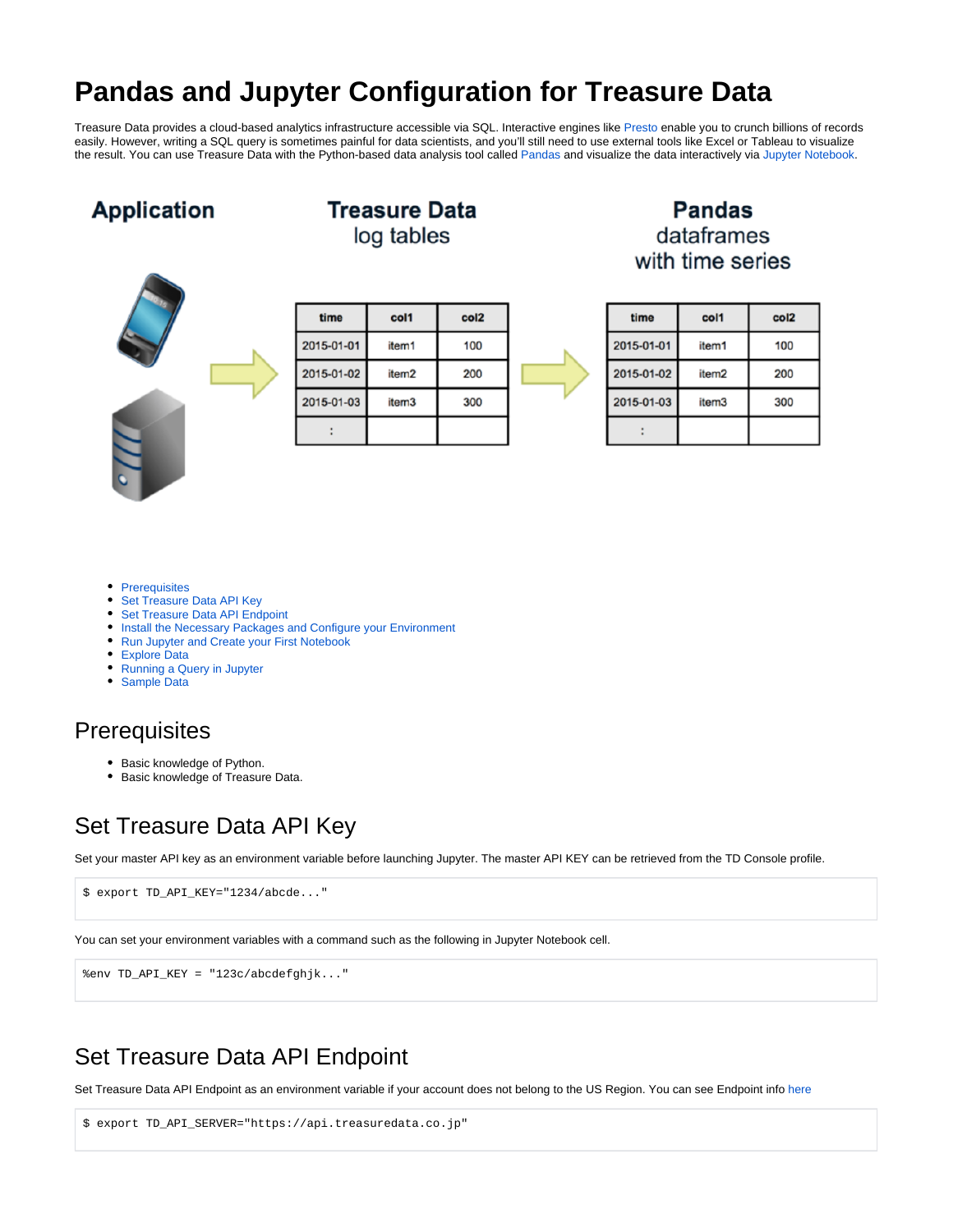# Pandas and Jupyter Configuration for Treasure Data

Treasure Data provides a cloud-based analytics infrastructure accessible via SQL. Interactive engines like Presto enable you to crunch billions of records easily. However, writing a SQL query is sometimes painful for data scientists, and you'll still need to use external tools like Excel or Tableau to visualize the result. You can use Treasure Data with the Python-based data analysis tool called Pandas and visualize the data interactively via Jupyter Notebook.

- Prerequisites
- Set Treasure Data API Key
- Set Treasure Data API Endpoint
- Install the Necessary Packages and Configure your Environment
- Run Jupyter and Create your First Notebook
- Explore Data
- Running a Query in Jupyter
- Sample Data

## Prerequisites

- Basic knowledge of Python.
- Basic knowledge of Treasure Data.

## Set Treasure Data API Key

Set your master API key as an environment variable before launching Jupyter. The master API KEY can be retrieved from the TD Console profile.

```
$ export TD_API_KEY="1234/abcde..."
```

You can set your environment variables with a command such as the following in Jupyter Notebook cell.

```
%env TD_API_KEY = "123c/abcdefghjk..."
```

## Set Treasure Data API Endpoint

Set Treasure Data API Endpoint as an environment variable if your account does not belong to the US Region. You can see Endpoint info here

```
$ export TD_API_SERVER="https://api.treasuredata.co.jp"
```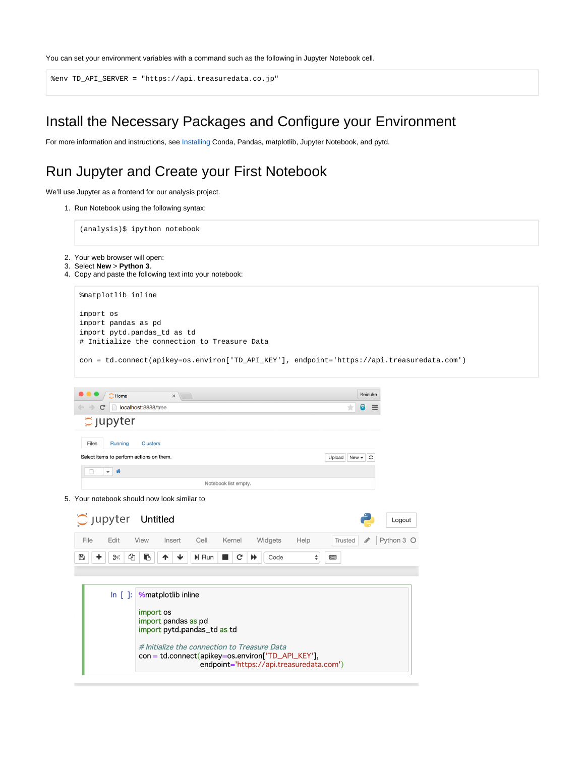You can set your environment variables with a command such as the following in Jupyter Notebook cell.

```
%env TD_API_SERVER = "https://api.treasuredata.co.jp"
```

# Install the Necessary Packages and Configure your Environment

For more information and instructions, see Installing Conda, Pandas, matplotlib, Jupyter Notebook, and pytd.

# Run Jupyter and Create your First Notebook

We'll use Jupyter as a frontend for our analysis project.

1. Run Notebook using the following syntax:

```
(analysis)$ ipython notebook
```

2. Your web browser will open:
3. Select **New** > **Python 3**.
4. Copy and paste the following text into your notebook:

```
%matplotlib inline

import os
import pandas as pd
import pytd.pandas_td as td
# Initialize the connection to Treasure Data

con = td.connect(apikey=os.environ['TD_API_KEY'], endpoint='https://api.treasuredata.com')
```

5. Your notebook should now look similar to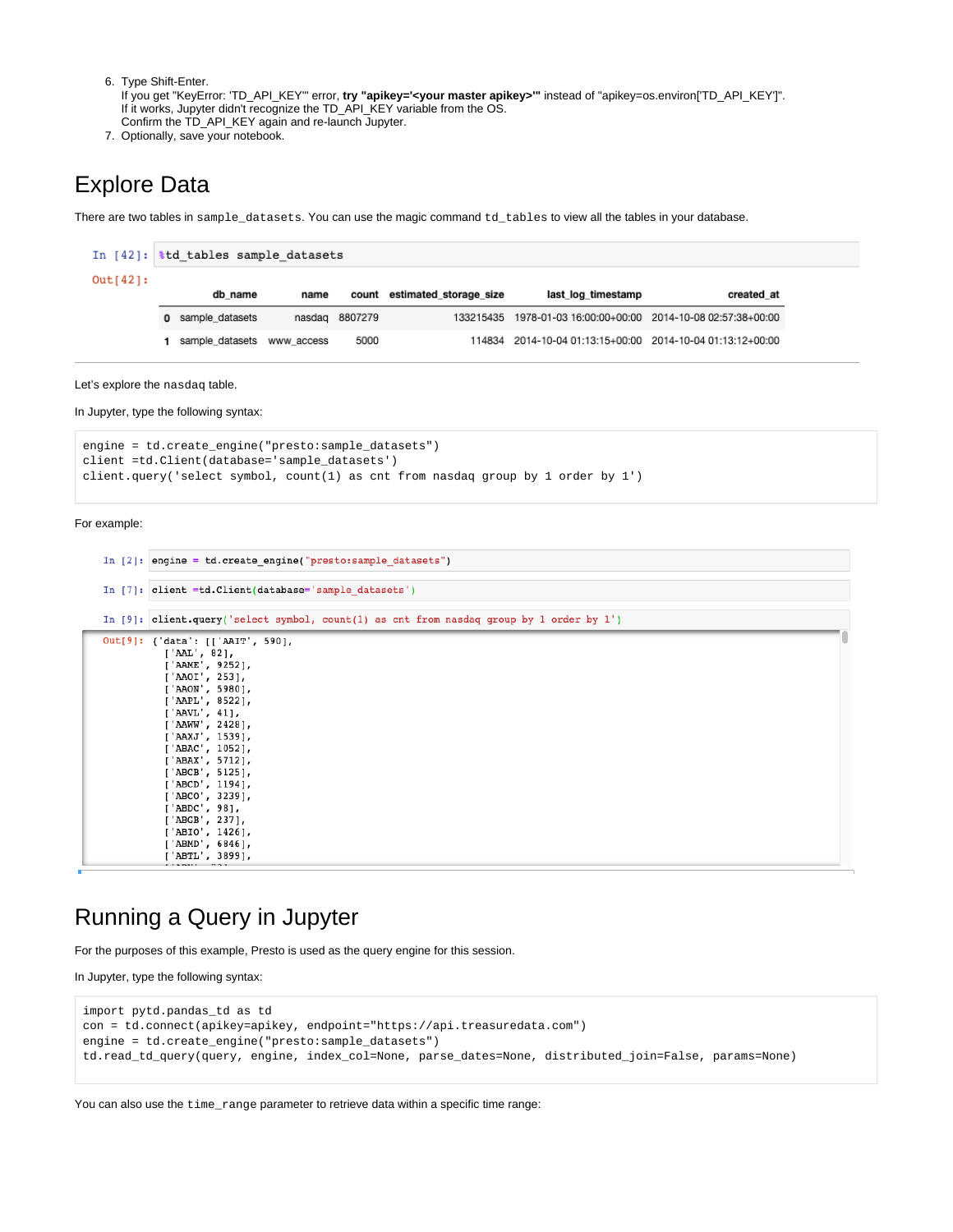6. Type Shift-Enter.
   If you get "KeyError: 'TD_API_KEY'" error, **try "apikey='<your master apikey>'"** instead of "apikey=os.environ['TD_API_KEY']".
   If it works, Jupyter didn't recognize the TD_API_KEY variable from the OS.
   Confirm the TD_API_KEY again and re-launch Jupyter.
7. Optionally, save your notebook.

# Explore Data

There are two tables in `sample_datasets`. You can use the magic command `td_tables` to view all the tables in your database.

```
In [42]: %td_tables sample_datasets
Out[42]:
```

| | db_name | name | count | estimated_storage_size | last_log_timestamp | created_at |
|---|---|---|---|---|---|---|
| 0 | sample_datasets | nasdaq | 8807279 | 133215435 | 1978-01-03 16:00:00+00:00 | 2014-10-08 02:57:38+00:00 |
| 1 | sample_datasets | www_access | 5000 | 114834 | 2014-10-04 01:13:15+00:00 | 2014-10-04 01:13:12+00:00 |

Let's explore the `nasdaq` table.

In Jupyter, type the following syntax:

```
engine = td.create_engine("presto:sample_datasets")
client =td.Client(database='sample_datasets')
client.query('select symbol, count(1) as cnt from nasdaq group by 1 order by 1')
```

For example:

```
In [2]: engine = td.create_engine("presto:sample_datasets")

In [7]: client =td.Client(database='sample_datasets')

In [9]: client.query('select symbol, count(1) as cnt from nasdaq group by 1 order by 1')

Out[9]: {'data': [['AAIT', 590],
          ['AAL', 82],
          ['AAME', 9252],
          ['AAOI', 253],
          ['AAON', 5980],
          ['AAPL', 8522],
          ['AAVL', 41],
          ['AAWW', 2428],
          ['AAXJ', 1539],
          ['ABAC', 1052],
          ['ABAX', 5712],
          ['ABCB', 5125],
          ['ABCD', 1194],
          ['ABCO', 3239],
          ['ABDC', 98],
          ['ABGB', 237],
          ['ABIO', 1426],
          ['ABMD', 6846],
          ['ABTL', 3899],
```

# Running a Query in Jupyter

For the purposes of this example, Presto is used as the query engine for this session.

In Jupyter, type the following syntax:

```
import pytd.pandas_td as td
con = td.connect(apikey=apikey, endpoint="https://api.treasuredata.com")
engine = td.create_engine("presto:sample_datasets")
td.read_td_query(query, engine, index_col=None, parse_dates=None, distributed_join=False, params=None)
```

You can also use the `time_range` parameter to retrieve data within a specific time range: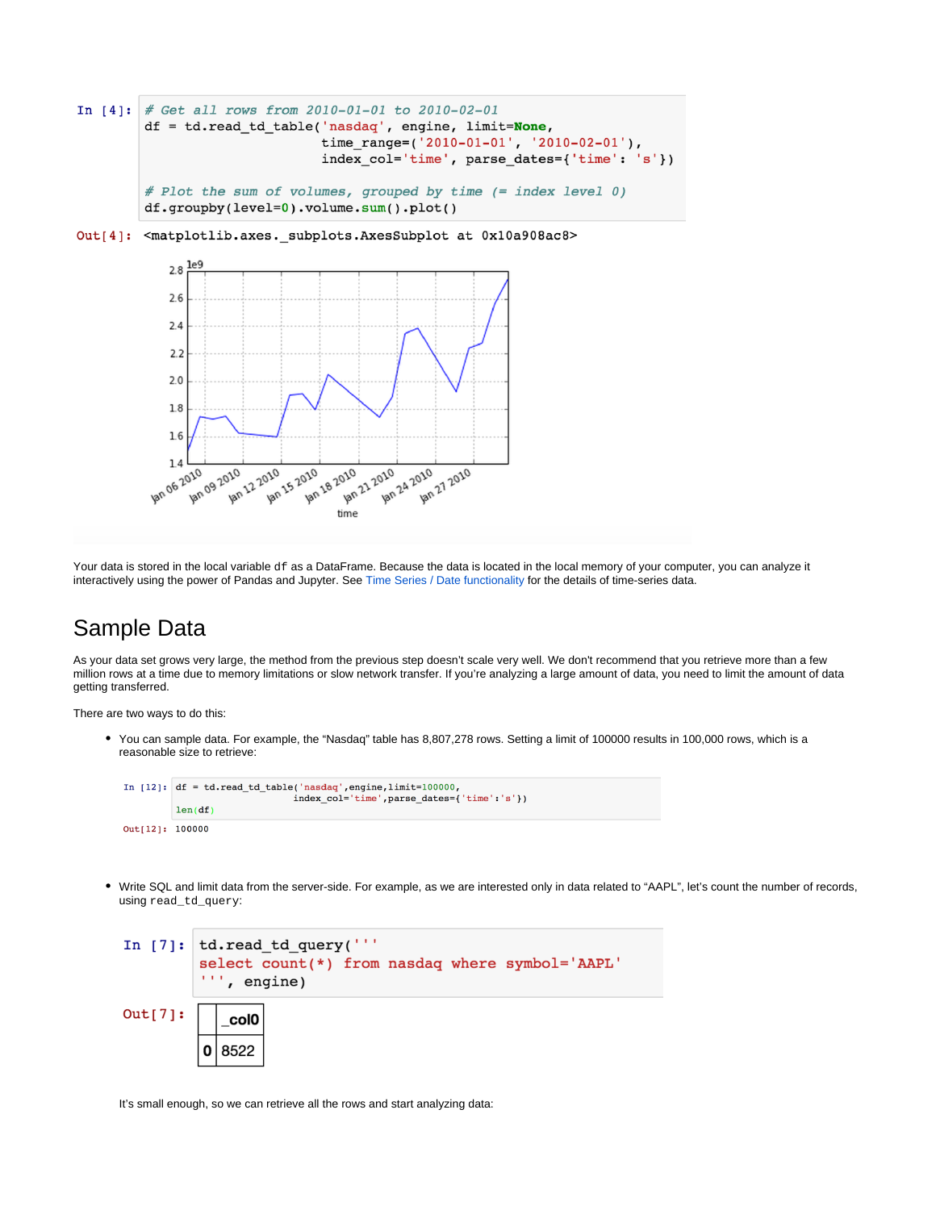```
In [4]: # Get all rows from 2010-01-01 to 2010-02-01
        df = td.read_td_table('nasdaq', engine, limit=None,
                              time_range=('2010-01-01', '2010-02-01'),
                              index_col='time', parse_dates={'time': 's'})

        # Plot the sum of volumes, grouped by time (= index level 0)
        df.groupby(level=0).volume.sum().plot()
```

```
Out[4]: <matplotlib.axes._subplots.AxesSubplot at 0x10a908ac8>
```

Your data is stored in the local variable `df` as a DataFrame. Because the data is located in the local memory of your computer, you can analyze it interactively using the power of Pandas and Jupyter. See Time Series / Date functionality for the details of time-series data.

# Sample Data

As your data set grows very large, the method from the previous step doesn't scale very well. We don't recommend that you retrieve more than a few million rows at a time due to memory limitations or slow network transfer. If you're analyzing a large amount of data, you need to limit the amount of data getting transferred.

There are two ways to do this:

- You can sample data. For example, the "Nasdaq" table has 8,807,278 rows. Setting a limit of 100000 results in 100,000 rows, which is a reasonable size to retrieve:

```
In [12]: df = td.read_td_table('nasdaq',engine,limit=100000,
                               index_col='time',parse_dates={'time':'s'})
         len(df)
Out[12]: 100000
```

- Write SQL and limit data from the server-side. For example, as we are interested only in data related to "AAPL", let's count the number of records, using `read_td_query`:

```
In [7]: td.read_td_query('''
        select count(*) from nasdaq where symbol='AAPL'
        ''', engine)
```

Out[7]:

| | _col0 |
|---|---|
| 0 | 8522 |

It's small enough, so we can retrieve all the rows and start analyzing data: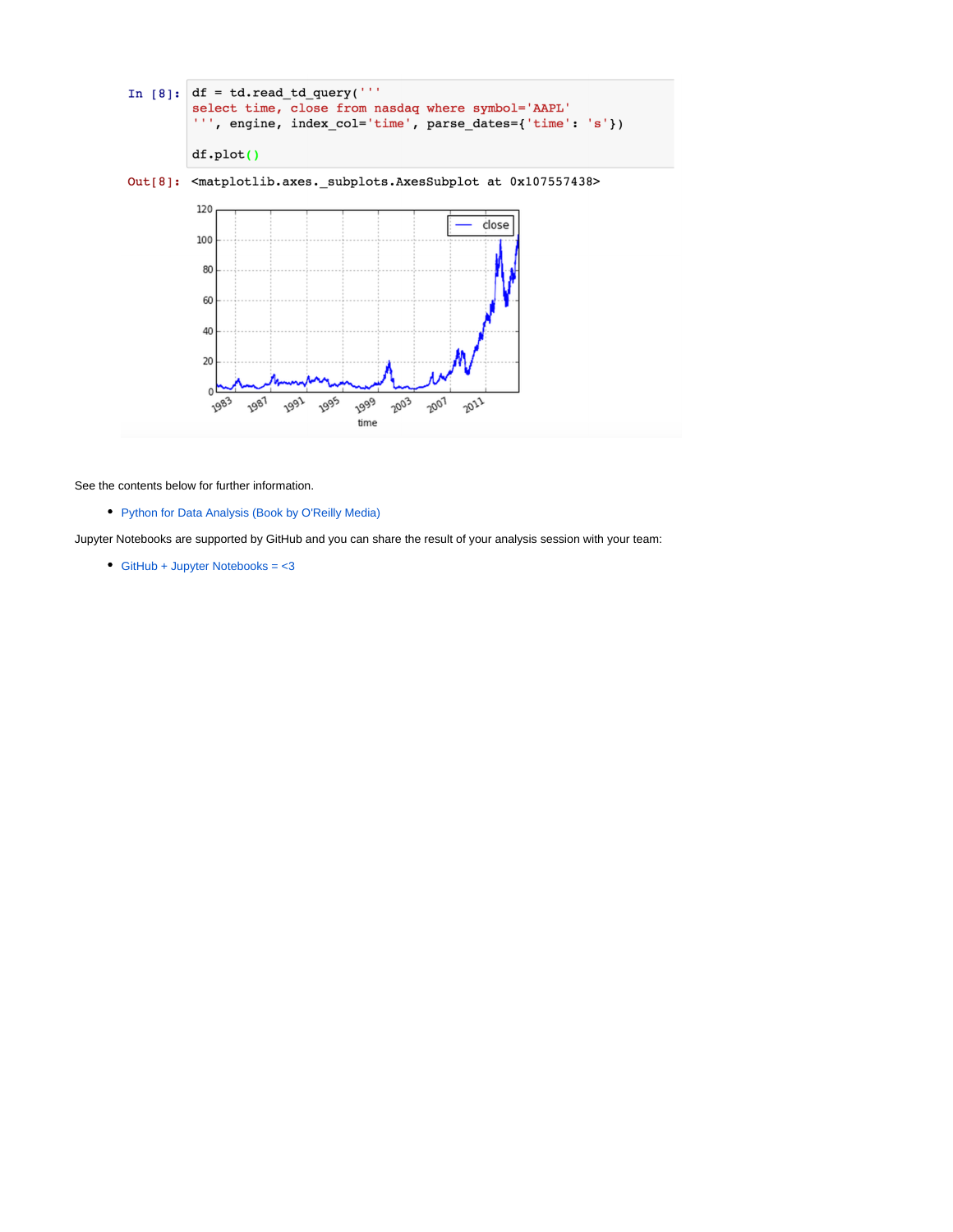In [8]:
```
df = td.read_td_query('''
select time, close from nasdaq where symbol='AAPL'
''', engine, index_col='time', parse_dates={'time': 's'})

df.plot()
```

Out[8]: `<matplotlib.axes._subplots.AxesSubplot at 0x107557438>`

120
100
80
60
40
20
0
close
1983
1987
1991
1995
1999
2003
2007
2011
time

See the contents below for further information.

- Python for Data Analysis (Book by O'Reilly Media)

Jupyter Notebooks are supported by GitHub and you can share the result of your analysis session with your team:

- GitHub + Jupyter Notebooks = <3